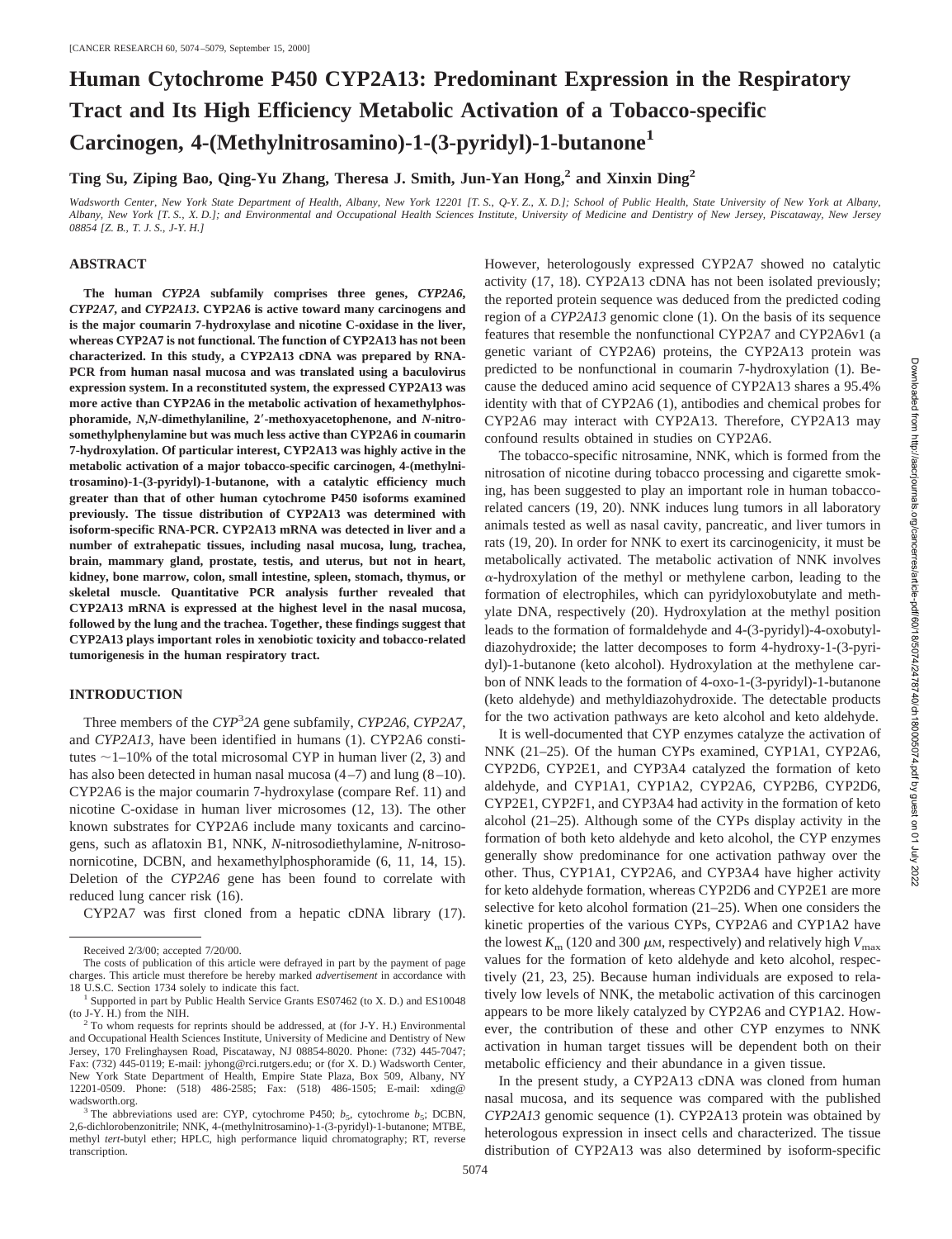# Human Cytochrome P450 CYP2A13: Predominant Expression in the Respiratory Tract and Its High Efficiency Metabolic Activation of a Tobacco-specific Carcinogen, 4-(Methylnitrosamino)-1-(3-pyridyl)-1-butanone[1]

**Ting Su, Ziping Bao, Qing-Yu Zhang, Theresa J. Smith, Jun-Yan Hong,[2] and Xinxin Ding[2]**

*Wadsworth Center, New York State Department of Health, Albany, New York 12201 [T. S., Q-Y. Z., X. D.]; School of Public Health, State University of New York at Albany, Albany, New York [T. S., X. D.]; and Environmental and Occupational Health Sciences Institute, University of Medicine and Dentistry of New Jersey, Piscataway, New Jersey 08854 [Z. B., T. J. S., J-Y. H.]*

## ABSTRACT

**The human *CYP2A* subfamily comprises three genes, *CYP2A6*, *CYP2A7*, and *CYP2A13*. CYP2A6 is active toward many carcinogens and is the major coumarin 7-hydroxylase and nicotine C-oxidase in the liver, whereas CYP2A7 is not functional. The function of CYP2A13 has not been characterized. In this study, a CYP2A13 cDNA was prepared by RNA-PCR from human nasal mucosa and was translated using a baculovirus expression system. In a reconstituted system, the expressed CYP2A13 was more active than CYP2A6 in the metabolic activation of hexamethylphosphoramide, *N,N*-dimethylaniline, 2′-methoxyacetophenone, and *N*-nitrosomethylphenylamine but was much less active than CYP2A6 in coumarin 7-hydroxylation. Of particular interest, CYP2A13 was highly active in the metabolic activation of a major tobacco-specific carcinogen, 4-(methylnitrosamino)-1-(3-pyridyl)-1-butanone, with a catalytic efficiency much greater than that of other human cytochrome P450 isoforms examined previously. The tissue distribution of CYP2A13 was determined with isoform-specific RNA-PCR. CYP2A13 mRNA was detected in liver and a number of extrahepatic tissues, including nasal mucosa, lung, trachea, brain, mammary gland, prostate, testis, and uterus, but not in heart, kidney, bone marrow, colon, small intestine, spleen, stomach, thymus, or skeletal muscle. Quantitative PCR analysis further revealed that CYP2A13 mRNA is expressed at the highest level in the nasal mucosa, followed by the lung and the trachea. Together, these findings suggest that CYP2A13 plays important roles in xenobiotic toxicity and tobacco-related tumorigenesis in the human respiratory tract.**

## INTRODUCTION

Three members of the *CYP*[3]*2A* gene subfamily, *CYP2A6*, *CYP2A7*, and *CYP2A13*, have been identified in humans (1). CYP2A6 constitutes ~1–10% of the total microsomal CYP in human liver (2, 3) and has also been detected in human nasal mucosa (4–7) and lung (8–10). CYP2A6 is the major coumarin 7-hydroxylase (compare Ref. 11) and nicotine C-oxidase in human liver microsomes (12, 13). The other known substrates for CYP2A6 include many toxicants and carcinogens, such as aflatoxin B1, NNK, *N*-nitrosodiethylamine, *N*-nitrosonornicotine, DCBN, and hexamethylphosphoramide (6, 11, 14, 15). Deletion of the *CYP2A6* gene has been found to correlate with reduced lung cancer risk (16).

CYP2A7 was first cloned from a hepatic cDNA library (17). However, heterologously expressed CYP2A7 showed no catalytic activity (17, 18). CYP2A13 cDNA has not been isolated previously; the reported protein sequence was deduced from the predicted coding region of a *CYP2A13* genomic clone (1). On the basis of its sequence features that resemble the nonfunctional CYP2A7 and CYP2A6v1 (a genetic variant of CYP2A6) proteins, the CYP2A13 protein was predicted to be nonfunctional in coumarin 7-hydroxylation (1). Because the deduced amino acid sequence of CYP2A13 shares a 95.4% identity with that of CYP2A6 (1), antibodies and chemical probes for CYP2A6 may interact with CYP2A13. Therefore, CYP2A13 may confound results obtained in studies on CYP2A6.

The tobacco-specific nitrosamine, NNK, which is formed from the nitrosation of nicotine during tobacco processing and cigarette smoking, has been suggested to play an important role in human tobacco-related cancers (19, 20). NNK induces lung tumors in all laboratory animals tested as well as nasal cavity, pancreatic, and liver tumors in rats (19, 20). In order for NNK to exert its carcinogenicity, it must be metabolically activated. The metabolic activation of NNK involves α-hydroxylation of the methyl or methylene carbon, leading to the formation of electrophiles, which can pyridyloxobutylate and methylate DNA, respectively (20). Hydroxylation at the methyl position leads to the formation of formaldehyde and 4-(3-pyridyl)-4-oxobutyldiazohydroxide; the latter decomposes to form 4-hydroxy-1-(3-pyridyl)-1-butanone (keto alcohol). Hydroxylation at the methylene carbon of NNK leads to the formation of 4-oxo-1-(3-pyridyl)-1-butanone (keto aldehyde) and methyldiazohydroxide. The detectable products for the two activation pathways are keto alcohol and keto aldehyde.

It is well-documented that CYP enzymes catalyze the activation of NNK (21–25). Of the human CYPs examined, CYP1A1, CYP2A6, CYP2D6, CYP2E1, and CYP3A4 catalyzed the formation of keto aldehyde, and CYP1A1, CYP1A2, CYP2A6, CYP2B6, CYP2D6, CYP2E1, CYP2F1, and CYP3A4 had activity in the formation of keto alcohol (21–25). Although some of the CYPs display activity in the formation of both keto aldehyde and keto alcohol, the CYP enzymes generally show predominance for one activation pathway over the other. Thus, CYP1A1, CYP2A6, and CYP3A4 have higher activity for keto aldehyde formation, whereas CYP2D6 and CYP2E1 are more selective for keto alcohol formation (21–25). When one considers the kinetic properties of the various CYPs, CYP2A6 and CYP1A2 have the lowest $K_m$ (120 and 300 μM, respectively) and relatively high $V_{max}$ values for the formation of keto aldehyde and keto alcohol, respectively (21, 23, 25). Because human individuals are exposed to relatively low levels of NNK, the metabolic activation of this carcinogen appears to be more likely catalyzed by CYP2A6 and CYP1A2. However, the contribution of these and other CYP enzymes to NNK activation in human target tissues will be dependent both on their metabolic efficiency and their abundance in a given tissue.

In the present study, a CYP2A13 cDNA was cloned from human nasal mucosa, and its sequence was compared with the published *CYP2A13* genomic sequence (1). CYP2A13 protein was obtained by heterologous expression in insect cells and characterized. The tissue distribution of CYP2A13 was also determined by isoform-specific

---

Received 2/3/00; accepted 7/20/00.

The costs of publication of this article were defrayed in part by the payment of page charges. This article must therefore be hereby marked *advertisement* in accordance with 18 U.S.C. Section 1734 solely to indicate this fact.

[1] Supported in part by Public Health Service Grants ES07462 (to X. D.) and ES10048 (to J-Y. H.) from the NIH.

[2] To whom requests for reprints should be addressed, at (for J-Y. H.) Environmental and Occupational Health Sciences Institute, University of Medicine and Dentistry of New Jersey, 170 Frelinghaysen Road, Piscataway, NJ 08854-8020. Phone: (732) 445-7047; Fax: (732) 445-0119; E-mail: jyhong@rci.rutgers.edu; or (for X. D.) Wadsworth Center, New York State Department of Health, Empire State Plaza, Box 509, Albany, NY 12201-0509. Phone: (518) 486-2585; Fax: (518) 486-1505; E-mail: xding@wadsworth.org.

[3] The abbreviations used are: CYP, cytochrome P450; $b_5$, cytochrome $b_5$; DCBN, 2,6-dichlorobenzonitrile; NNK, 4-(methylnitrosamino)-1-(3-pyridyl)-1-butanone; MTBE, methyl *tert*-butyl ether; HPLC, high performance liquid chromatography; RT, reverse transcription.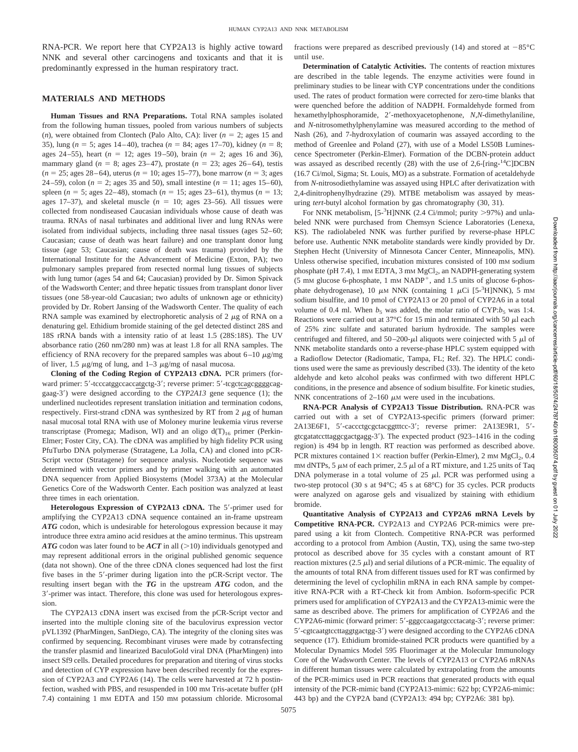RNA-PCR. We report here that CYP2A13 is highly active toward NNK and several other carcinogens and toxicants and that it is predominantly expressed in the human respiratory tract.

## MATERIALS AND METHODS

**Human Tissues and RNA Preparations.** Total RNA samples isolated from the following human tissues, pooled from various numbers of subjects ($n$), were obtained from Clontech (Palo Alto, CA): liver ($n = 2$; ages 15 and 35), lung ($n = 5$; ages 14–40), trachea ($n = 84$; ages 17–70), kidney ($n = 8$; ages 24–55), heart ($n = 12$; ages 19–50), brain ($n = 2$; ages 16 and 36), mammary gland ($n = 8$; ages 23–47), prostate ($n = 23$; ages 26–64), testis ($n = 25$; ages 28–64), uterus ($n = 10$; ages 15–77), bone marrow ($n = 3$; ages 24–59), colon ($n = 2$; ages 35 and 50), small intestine ($n = 11$; ages 15–60), spleen ($n = 5$; ages 22–48), stomach ($n = 15$; ages 23–61), thymus ($n = 13$; ages 17–37), and skeletal muscle ($n = 10$; ages 23–56). All tissues were collected from nondiseased Caucasian individuals whose cause of death was trauma. RNAs of nasal turbinates and additional liver and lung RNAs were isolated from individual subjects, including three nasal tissues (ages 52–60; Caucasian; cause of death was heart failure) and one transplant donor lung tissue (age 53; Caucasian; cause of death was trauma) provided by the International Institute for the Advancement of Medicine (Exton, PA); two pulmonary samples prepared from resected normal lung tissues of subjects with lung tumor (ages 54 and 64; Caucasian) provided by Dr. Simon Spivack of the Wadsworth Center; and three hepatic tissues from transplant donor liver tissues (one 58-year-old Caucasian; two adults of unknown age or ethnicity) provided by Dr. Robert Jansing of the Wadsworth Center. The quality of each RNA sample was examined by electrophoretic analysis of 2 μg of RNA on a denaturing gel. Ethidium bromide staining of the gel detected distinct 28S and 18S rRNA bands with a intensity ratio of at least 1.5 (28S:18S). The UV absorbance ratio (260 nm/280 nm) was at least 1.8 for all RNA samples. The efficiency of RNA recovery for the prepared samples was about 6–10 μg/mg of liver, 1.5 μg/mg of lung, and 1–3 μg/mg of nasal mucosa.

**Cloning of the Coding Region of CYP2A13 cDNA.** PCR primers (forward primer: 5′-tcccatggccacc<u>atg</u>ctg-3′; reverse primer: 5′-tcgc<u>tca</u>gcggggcaggaag-3′) were designed according to the *CYP2A13* gene sequence (1); the underlined nucleotides represent translation initiation and termination codons, respectively. First-strand cDNA was synthesized by RT from 2 μg of human nasal mucosal total RNA with use of Moloney murine leukemia virus reverse transcriptase (Promega; Madison, WI) and an oligo $d(T)_{16}$ primer (Perkin-Elmer; Foster City, CA). The cDNA was amplified by high fidelity PCR using PfuTurbo DNA polymerase (Stratagene, La Jolla, CA) and cloned into pCR-Script vector (Stratagene) for sequence analysis. Nucleotide sequence was determined with vector primers and by primer walking with an automated DNA sequencer from Applied Biosystems (Model 373A) at the Molecular Genetics Core of the Wadsworth Center. Each position was analyzed at least three times in each orientation.

**Heterologous Expression of CYP2A13 cDNA.** The 5′-primer used for amplifying the CYP2A13 cDNA sequence contained an in-frame upstream ***ATG*** codon, which is undesirable for heterologous expression because it may introduce three extra amino acid residues at the amino terminus. This upstream ***ATG*** codon was later found to be ***ACT*** in all (>10) individuals genotyped and may represent additional errors in the original published genomic sequence (data not shown). One of the three cDNA clones sequenced had lost the first five bases in the 5′-primer during ligation into the pCR-Script vector. The resulting insert began with the ***TG*** in the upstream ***ATG*** codon, and the 3′-primer was intact. Therefore, this clone was used for heterologous expression.

The CYP2A13 cDNA insert was excised from the pCR-Script vector and inserted into the multiple cloning site of the baculovirus expression vector pVL1392 (PharMingen, SanDiego, CA). The integrity of the cloning sites was confirmed by sequencing. Recombinant viruses were made by cotransfecting the transfer plasmid and linearized BaculoGold viral DNA (PharMingen) into insect Sf9 cells. Detailed procedures for preparation and titering of virus stocks and detection of CYP expression have been described recently for the expression of CYP2A3 and CYP2A6 (14). The cells were harvested at 72 h postinfection, washed with PBS, and resuspended in 100 mM Tris-acetate buffer (pH 7.4) containing 1 mM EDTA and 150 mM potassium chloride. Microsomal fractions were prepared as described previously (14) and stored at −85°C until use.

**Determination of Catalytic Activities.** The contents of reaction mixtures are described in the table legends. The enzyme activities were found in preliminary studies to be linear with CYP concentrations under the conditions used. The rates of product formation were corrected for zero-time blanks that were quenched before the addition of NADPH. Formaldehyde formed from hexamethylphosphoramide, 2′-methoxyacetophenone, *N,N*-dimethylaniline, and *N*-nitrosomethylphenylamine was measured according to the method of Nash (26), and 7-hydroxylation of coumarin was assayed according to the method of Greenlee and Poland (27), with use of a Model LS50B Luminescence Spectrometer (Perkin-Elmer). Formation of the DCBN-protein adduct was assayed as described recently (28) with the use of 2,6-[ring-$^{14}$C]DCBN (16.7 Ci/mol, Sigma; St. Louis, MO) as a substrate. Formation of acetaldehyde from *N*-nitrosodiethylamine was assayed using HPLC after derivatization with 2,4-dinitrophenylhydrazine (29). MTBE metabolism was assayed by measuring *tert*-butyl alcohol formation by gas chromatography (30, 31).

For NNK metabolism, [5-$^3$H]NNK (2.4 Ci/mmol; purity >97%) and unlabeled NNK were purchased from Chemsyn Science Laboratories (Lenexa, KS). The radiolabeled NNK was further purified by reverse-phase HPLC before use. Authentic NNK metabolite standards were kindly provided by Dr. Stephen Hecht (University of Minnesota Cancer Center, Minneapolis, MN). Unless otherwise specified, incubation mixtures consisted of 100 mM sodium phosphate (pH 7.4), 1 mM EDTA, 3 mM $MgCl_2$, an NADPH-generating system (5 mM glucose 6-phosphate, 1 mM $NADP^+$, and 1.5 units of glucose 6-phosphate dehydrogenase), 10 μM NNK (containing 1 μCi [5-$^3$H]NNK), 5 mM sodium bisulfite, and 10 pmol of CYP2A13 or 20 pmol of CYP2A6 in a total volume of 0.4 ml. When $b_5$ was added, the molar ratio of CYP:$b_5$ was 1:4. Reactions were carried out at 37°C for 15 min and terminated with 50 μl each of 25% zinc sulfate and saturated barium hydroxide. The samples were centrifuged and filtered, and 50–200-μl aliquots were coinjected with 5 μl of NNK metabolite standards onto a reverse-phase HPLC system equipped with a Radioflow Detector (Radiomatic, Tampa, FL; Ref. 32). The HPLC conditions used were the same as previously described (33). The identity of the keto aldehyde and keto alcohol peaks was confirmed with two different HPLC conditions, in the presence and absence of sodium bisulfite. For kinetic studies, NNK concentrations of 2–160 μM were used in the incubations.

**RNA-PCR Analysis of CYP2A13 Tissue Distribution.** RNA-PCR was carried out with a set of CYP2A13-specific primers (forward primer: 2A13E6F1, 5′-caccctgcgctacggtttcc-3′; reverse primer: 2A13E9R1, 5′-gtcgatatccttaggcgactgagg-3′). The expected product (923–1416 in the coding region) is 494 bp in length. RT reaction was performed as described above. PCR mixtures contained 1× reaction buffer (Perkin-Elmer), 2 mM $MgCl_2$, 0.4 mM dNTPs, 5 μM of each primer, 2.5 μl of a RT mixture, and 1.25 units of Taq DNA polymerase in a total volume of 25 μl. PCR was performed using a two-step protocol (30 s at 94°C; 45 s at 68°C) for 35 cycles. PCR products were analyzed on agarose gels and visualized by staining with ethidium bromide.

**Quantitative Analysis of CYP2A13 and CYP2A6 mRNA Levels by Competitive RNA-PCR.** CYP2A13 and CYP2A6 PCR-mimics were prepared using a kit from Clontech. Competitive RNA-PCR was performed according to a protocol from Ambion (Austin, TX), using the same two-step protocol as described above for 35 cycles with a constant amount of RT reaction mixtures (2.5 μl) and serial dilutions of a PCR-mimic. The equality of the amounts of total RNA from different tissues used for RT was confirmed by determining the level of cyclophilin mRNA in each RNA sample by competitive RNA-PCR with a RT-Check kit from Ambion. Isoform-specific PCR primers used for amplification of CYP2A13 and the CYP2A13-mimic were the same as described above. The primers for amplification of CYP2A6 and the CYP2A6-mimic (forward primer: 5′-gggccaagatgccctacatg-3′; reverse primer: 5′-cgtcaatgtccttaggtgactgg-3′) were designed according to the CYP2A6 cDNA sequence (17). Ethidium bromide-stained PCR products were quantified by a Molecular Dynamics Model 595 Fluorimager at the Molecular Immunology Core of the Wadsworth Center. The levels of CYP2A13 or CYP2A6 mRNAs in different human tissues were calculated by extrapolating from the amounts of the PCR-mimics used in PCR reactions that generated products with equal intensity of the PCR-mimic band (CYP2A13-mimic: 622 bp; CYP2A6-mimic: 443 bp) and the CYP2A band (CYP2A13: 494 bp; CYP2A6: 381 bp).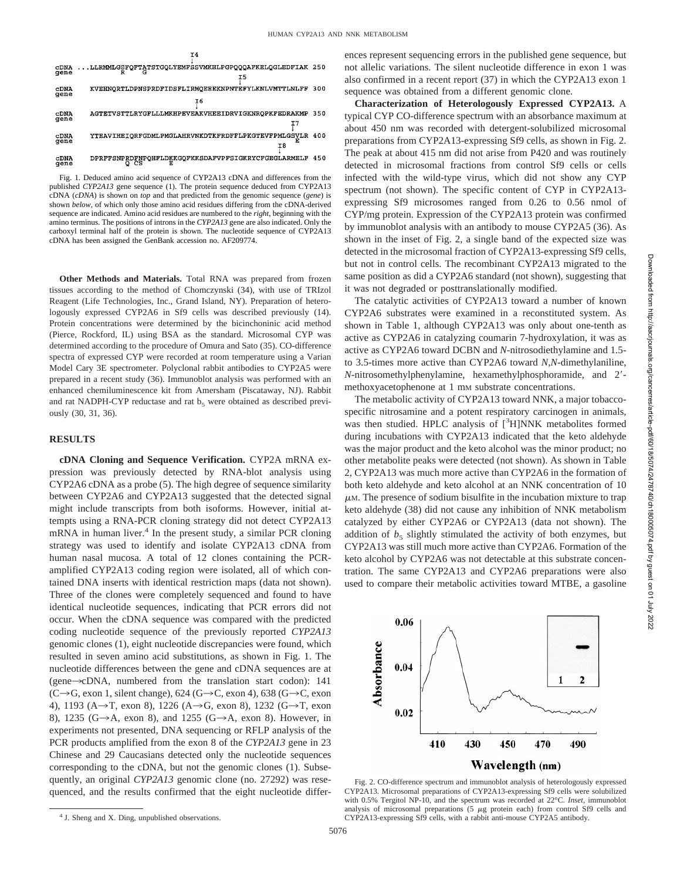```
                        I4
                        ↓
cDNA  ...LLRMMLGSFQFTATSTGQLYEMFSSVMKHLPGPQQQAFKELQGLEDFIAK 250
gene             R    G
                                                I5
                                                ↓
cDNA   KVEHNQRTLDPNSPRDFIDSFLIRMQEEEKNPNTEFYLKNLVMTTLNLFF 300
gene
                    I6
                    ↓
cDNA   AGTETVSTTLRYGFLLLMKHPEVEAKVHEEIDRVIGKNRQPKFEDRAKMP 350
gene
                                                   I7
                                                   ↓
cDNA   YTEAVIHEIQRFGDMLPMGLAHRVNKDTKFRDFFLPKGTEVFPMLGSVLR 400
gene                                                 E
                                                   I8
                                                   ↓
cDNA   DPRFFSNPRDFNPQHFLDKKGQFKKSDAFVPFSIGKRYCFGEGLARMELF 450
gene           Q CS      E
```

Fig. 1. Deduced amino acid sequence of CYP2A13 cDNA and differences from the published *CYP2A13* gene sequence (1). The protein sequence deduced from CYP2A13 cDNA (*cDNA*) is shown on *top* and that predicted from the genomic sequence (*gene*) is shown *below*, of which only those amino acid residues differing from the cDNA-derived sequence are indicated. Amino acid residues are numbered to the *right*, beginning with the amino terminus. The positions of introns in the *CYP2A13* gene are also indicated. Only the carboxyl terminal half of the protein is shown. The nucleotide sequence of CYP2A13 cDNA has been assigned the GenBank accession no. AF209774.

**Other Methods and Materials.** Total RNA was prepared from frozen tissues according to the method of Chomczynski (34), with use of TRIzol Reagent (Life Technologies, Inc., Grand Island, NY). Preparation of heterologously expressed CYP2A6 in Sf9 cells was described previously (14). Protein concentrations were determined by the bicinchoninic acid method (Pierce, Rockford, IL) using BSA as the standard. Microsomal CYP was determined according to the procedure of Omura and Sato (35). CO-difference spectra of expressed CYP were recorded at room temperature using a Varian Model Cary 3E spectrometer. Polyclonal rabbit antibodies to CYP2A5 were prepared in a recent study (36). Immunoblot analysis was performed with an enhanced chemiluminescence kit from Amersham (Piscataway, NJ). Rabbit and rat NADPH-CYP reductase and rat $b_5$ were obtained as described previously (30, 31, 36).

## RESULTS

**cDNA Cloning and Sequence Verification.** CYP2A mRNA expression was previously detected by RNA-blot analysis using CYP2A6 cDNA as a probe (5). The high degree of sequence similarity between CYP2A6 and CYP2A13 suggested that the detected signal might include transcripts from both isoforms. However, initial attempts using a RNA-PCR cloning strategy did not detect CYP2A13 mRNA in human liver.[4] In the present study, a similar PCR cloning strategy was used to identify and isolate CYP2A13 cDNA from human nasal mucosa. A total of 12 clones containing the PCR-amplified CYP2A13 coding region were isolated, all of which contained DNA inserts with identical restriction maps (data not shown). Three of the clones were completely sequenced and found to have identical nucleotide sequences, indicating that PCR errors did not occur. When the cDNA sequence was compared with the predicted coding nucleotide sequence of the previously reported *CYP2A13* genomic clones (1), eight nucleotide discrepancies were found, which resulted in seven amino acid substitutions, as shown in Fig. 1. The nucleotide differences between the gene and cDNA sequences are at (gene→cDNA, numbered from the translation start codon): 141 (C→G, exon 1, silent change), 624 (G→C, exon 4), 638 (G→C, exon 4), 1193 (A→T, exon 8), 1226 (A→G, exon 8), 1232 (G→T, exon 8), 1235 (G→A, exon 8), and 1255 (G→A, exon 8). However, in experiments not presented, DNA sequencing or RFLP analysis of the PCR products amplified from the exon 8 of the *CYP2A13* gene in 23 Chinese and 29 Caucasians detected only the nucleotide sequences corresponding to the cDNA, but not the genomic clones (1). Subsequently, an original *CYP2A13* genomic clone (no. 27292) was resequenced, and the results confirmed that the eight nucleotide differences represent sequencing errors in the published gene sequence, but not allelic variations. The silent nucleotide difference in exon 1 was also confirmed in a recent report (37) in which the CYP2A13 exon 1 sequence was obtained from a different genomic clone.

[4] J. Sheng and X. Ding, unpublished observations.

**Characterization of Heterologously Expressed CYP2A13.** A typical CYP CO-difference spectrum with an absorbance maximum at about 450 nm was recorded with detergent-solubilized microsomal preparations from CYP2A13-expressing Sf9 cells, as shown in Fig. 2. The peak at about 415 nm did not arise from P420 and was routinely detected in microsomal fractions from control Sf9 cells or cells infected with the wild-type virus, which did not show any CYP spectrum (not shown). The specific content of CYP in CYP2A13-expressing Sf9 microsomes ranged from 0.26 to 0.56 nmol of CYP/mg protein. Expression of the CYP2A13 protein was confirmed by immunoblot analysis with an antibody to mouse CYP2A5 (36). As shown in the inset of Fig. 2, a single band of the expected size was detected in the microsomal fraction of CYP2A13-expressing Sf9 cells, but not in control cells. The recombinant CYP2A13 migrated to the same position as did a CYP2A6 standard (not shown), suggesting that it was not degraded or posttranslationally modified.

The catalytic activities of CYP2A13 toward a number of known CYP2A6 substrates were examined in a reconstituted system. As shown in Table 1, although CYP2A13 was only about one-tenth as active as CYP2A6 in catalyzing coumarin 7-hydroxylation, it was as active as CYP2A6 toward DCBN and *N*-nitrosodiethylamine and 1.5- to 3.5-times more active than CYP2A6 toward *N*,*N*-dimethylaniline, *N*-nitrosomethylphenylamine, hexamethylphosphoramide, and 2′-methoxyacetophenone at 1 mM substrate concentrations.

The metabolic activity of CYP2A13 toward NNK, a major tobacco-specific nitrosamine and a potent respiratory carcinogen in animals, was then studied. HPLC analysis of [$^3$H]NNK metabolites formed during incubations with CYP2A13 indicated that the keto aldehyde was the major product and the keto alcohol was the minor product; no other metabolite peaks were detected (not shown). As shown in Table 2, CYP2A13 was much more active than CYP2A6 in the formation of both keto aldehyde and keto alcohol at an NNK concentration of 10 μM. The presence of sodium bisulfite in the incubation mixture to trap keto aldehyde (38) did not cause any inhibition of NNK metabolism catalyzed by either CYP2A6 or CYP2A13 (data not shown). The addition of $b_5$ slightly stimulated the activity of both enzymes, but CYP2A13 was still much more active than CYP2A6. Formation of the keto alcohol by CYP2A6 was not detectable at this substrate concentration. The same CYP2A13 and CYP2A6 preparations were also used to compare their metabolic activities toward MTBE, a gasoline

Fig. 2. CO-difference spectrum and immunoblot analysis of heterologously expressed CYP2A13. Microsomal preparations of CYP2A13-expressing Sf9 cells were solubilized with 0.5% Tergitol NP-10, and the spectrum was recorded at 22°C. *Inset*, immunoblot analysis of microsomal preparations (5 μg protein each) from control Sf9 cells and CYP2A13-expressing Sf9 cells, with a rabbit anti-mouse CYP2A5 antibody.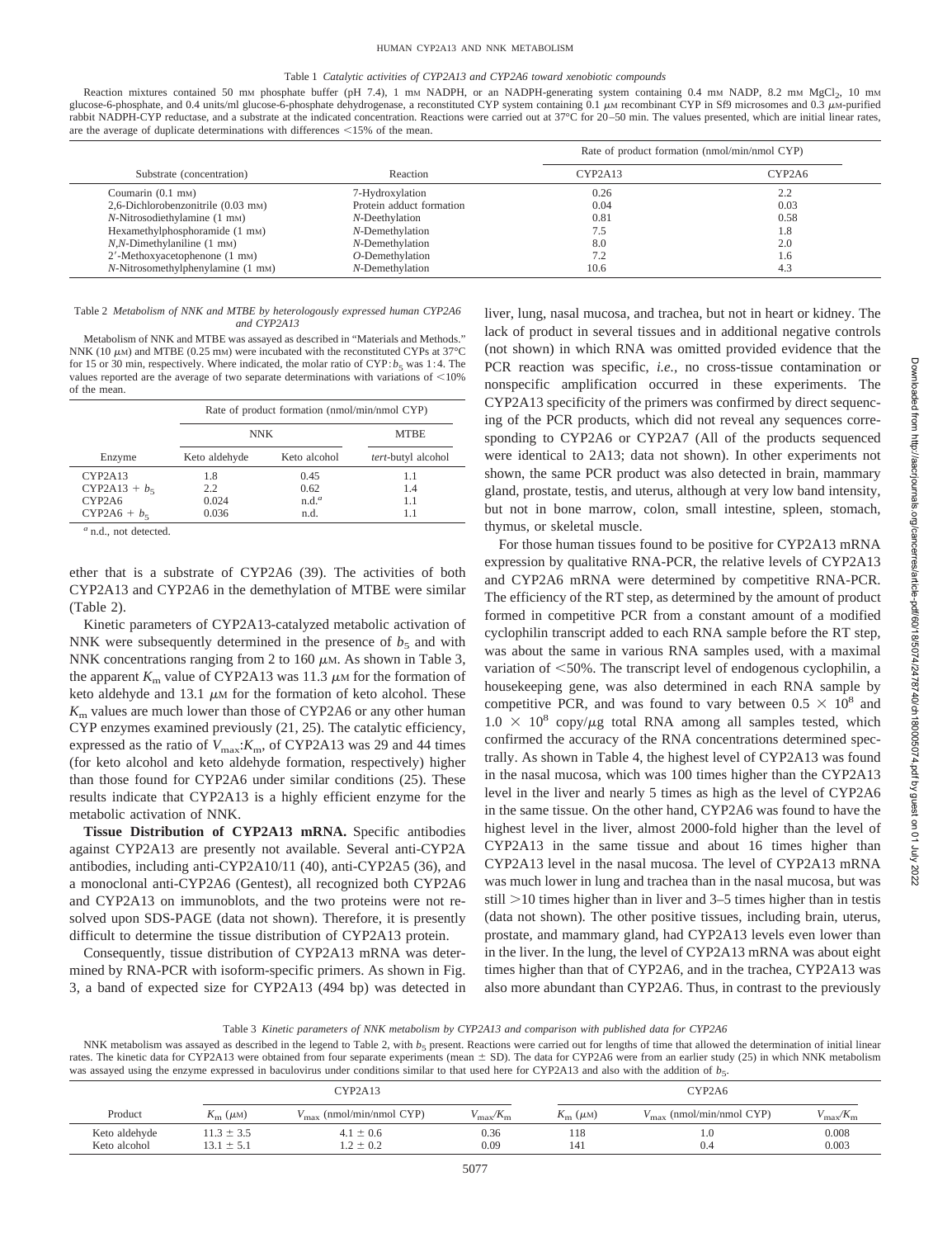Table 1 *Catalytic activities of CYP2A13 and CYP2A6 toward xenobiotic compounds*

Reaction mixtures contained 50 mM phosphate buffer (pH 7.4), 1 mM NADPH, or an NADPH-generating system containing 0.4 mM NADP, 8.2 mM $MgCl_2$, 10 mM glucose-6-phosphate, and 0.4 units/ml glucose-6-phosphate dehydrogenase, a reconstituted CYP system containing 0.1 μM recombinant CYP in Sf9 microsomes and 0.3 μM-purified rabbit NADPH-CYP reductase, and a substrate at the indicated concentration. Reactions were carried out at 37°C for 20–50 min. The values presented, which are initial linear rates, are the average of duplicate determinations with differences <15% of the mean.

| Substrate (concentration) | Reaction | Rate of product formation (nmol/min/nmol CYP) | |
|---|---|---|---|
| | | CYP2A13 | CYP2A6 |
| Coumarin (0.1 mM) | 7-Hydroxylation | 0.26 | 2.2 |
| 2,6-Dichlorobenzonitrile (0.03 mM) | Protein adduct formation | 0.04 | 0.03 |
| *N*-Nitrosodiethylamine (1 mM) | *N*-Deethylation | 0.81 | 0.58 |
| Hexamethylphosphoramide (1 mM) | *N*-Demethylation | 7.5 | 1.8 |
| *N,N*-Dimethylaniline (1 mM) | *N*-Demethylation | 8.0 | 2.0 |
| 2′-Methoxyacetophenone (1 mM) | *O*-Demethylation | 7.2 | 1.6 |
| *N*-Nitrosomethylphenylamine (1 mM) | *N*-Demethylation | 10.6 | 4.3 |

Table 2 *Metabolism of NNK and MTBE by heterologously expressed human CYP2A6 and CYP2A13*

Metabolism of NNK and MTBE was assayed as described in "Materials and Methods." NNK (10 μM) and MTBE (0.25 mM) were incubated with the reconstituted CYPs at 37°C for 15 or 30 min, respectively. Where indicated, the molar ratio of CYP:$b_5$ was 1:4. The values reported are the average of two separate determinations with variations of <10% of the mean.

| Enzyme | Rate of product formation (nmol/min/nmol CYP) | | |
|---|---|---|---|
| | NNK | | MTBE |
| | Keto aldehyde | Keto alcohol | *tert*-butyl alcohol |
| CYP2A13 | 1.8 | 0.45 | 1.1 |
| CYP2A13 + $b_5$ | 2.2 | 0.62 | 1.4 |
| CYP2A6 | 0.024 | n.d.[a] | 1.1 |
| CYP2A6 + $b_5$ | 0.036 | n.d. | 1.1 |

[a] n.d., not detected.

ether that is a substrate of CYP2A6 (39). The activities of both CYP2A13 and CYP2A6 in the demethylation of MTBE were similar (Table 2).

Kinetic parameters of CYP2A13-catalyzed metabolic activation of NNK were subsequently determined in the presence of $b_5$ and with NNK concentrations ranging from 2 to 160 μM. As shown in Table 3, the apparent $K_m$ value of CYP2A13 was 11.3 μM for the formation of keto aldehyde and 13.1 μM for the formation of keto alcohol. These $K_m$ values are much lower than those of CYP2A6 or any other human CYP enzymes examined previously (21, 25). The catalytic efficiency, expressed as the ratio of $V_{max}$:$K_m$, of CYP2A13 was 29 and 44 times (for keto alcohol and keto aldehyde formation, respectively) higher than those found for CYP2A6 under similar conditions (25). These results indicate that CYP2A13 is a highly efficient enzyme for the metabolic activation of NNK.

**Tissue Distribution of CYP2A13 mRNA.** Specific antibodies against CYP2A13 are presently not available. Several anti-CYP2A antibodies, including anti-CYP2A10/11 (40), anti-CYP2A5 (36), and a monoclonal anti-CYP2A6 (Gentest), all recognized both CYP2A6 and CYP2A13 on immunoblots, and the two proteins were not resolved upon SDS-PAGE (data not shown). Therefore, it is presently difficult to determine the tissue distribution of CYP2A13 protein.

Consequently, tissue distribution of CYP2A13 mRNA was determined by RNA-PCR with isoform-specific primers. As shown in Fig. 3, a band of expected size for CYP2A13 (494 bp) was detected in liver, lung, nasal mucosa, and trachea, but not in heart or kidney. The lack of product in several tissues and in additional negative controls (not shown) in which RNA was omitted provided evidence that the PCR reaction was specific, *i.e.*, no cross-tissue contamination or nonspecific amplification occurred in these experiments. The CYP2A13 specificity of the primers was confirmed by direct sequencing of the PCR products, which did not reveal any sequences corresponding to CYP2A6 or CYP2A7 (All of the products sequenced were identical to 2A13; data not shown). In other experiments not shown, the same PCR product was also detected in brain, mammary gland, prostate, testis, and uterus, although at very low band intensity, but not in bone marrow, colon, small intestine, spleen, stomach, thymus, or skeletal muscle.

For those human tissues found to be positive for CYP2A13 mRNA expression by qualitative RNA-PCR, the relative levels of CYP2A13 and CYP2A6 mRNA were determined by competitive RNA-PCR. The efficiency of the RT step, as determined by the amount of product formed in competitive PCR from a constant amount of a modified cyclophilin transcript added to each RNA sample before the RT step, was about the same in various RNA samples used, with a maximal variation of <50%. The transcript level of endogenous cyclophilin, a housekeeping gene, was also determined in each RNA sample by competitive PCR, and was found to vary between $0.5 \times 10^8$ and $1.0 \times 10^8$ copy/μg total RNA among all samples tested, which confirmed the accuracy of the RNA concentrations determined spectrally. As shown in Table 4, the highest level of CYP2A13 was found in the nasal mucosa, which was 100 times higher than the CYP2A13 level in the liver and nearly 5 times as high as the level of CYP2A6 in the same tissue. On the other hand, CYP2A6 was found to have the highest level in the liver, almost 2000-fold higher than the level of CYP2A13 in the same tissue and about 16 times higher than CYP2A13 level in the nasal mucosa. The level of CYP2A13 mRNA was much lower in lung and trachea than in the nasal mucosa, but was still >10 times higher than in liver and 3–5 times higher than in testis (data not shown). The other positive tissues, including brain, uterus, prostate, and mammary gland, had CYP2A13 levels even lower than in the liver. In the lung, the level of CYP2A13 mRNA was about eight times higher than that of CYP2A6, and in the trachea, CYP2A13 was also more abundant than CYP2A6. Thus, in contrast to the previously

Table 3 *Kinetic parameters of NNK metabolism by CYP2A13 and comparison with published data for CYP2A6*

NNK metabolism was assayed as described in the legend to Table 2, with $b_5$ present. Reactions were carried out for lengths of time that allowed the determination of initial linear rates. The kinetic data for CYP2A13 were obtained from four separate experiments (mean ± SD). The data for CYP2A6 were from an earlier study (25) in which NNK metabolism was assayed using the enzyme expressed in baculovirus under conditions similar to that used here for CYP2A13 and also with the addition of $b_5$.

| Product | CYP2A13 | | | CYP2A6 | | |
|---|---|---|---|---|---|---|
| | $K_m$ (μM) | $V_{max}$ (nmol/min/nmol CYP) | $V_{max}/K_m$ | $K_m$ (μM) | $V_{max}$ (nmol/min/nmol CYP) | $V_{max}/K_m$ |
| Keto aldehyde | 11.3 ± 3.5 | 4.1 ± 0.6 | 0.36 | 118 | 1.0 | 0.008 |
| Keto alcohol | 13.1 ± 5.1 | 1.2 ± 0.2 | 0.09 | 141 | 0.4 | 0.003 |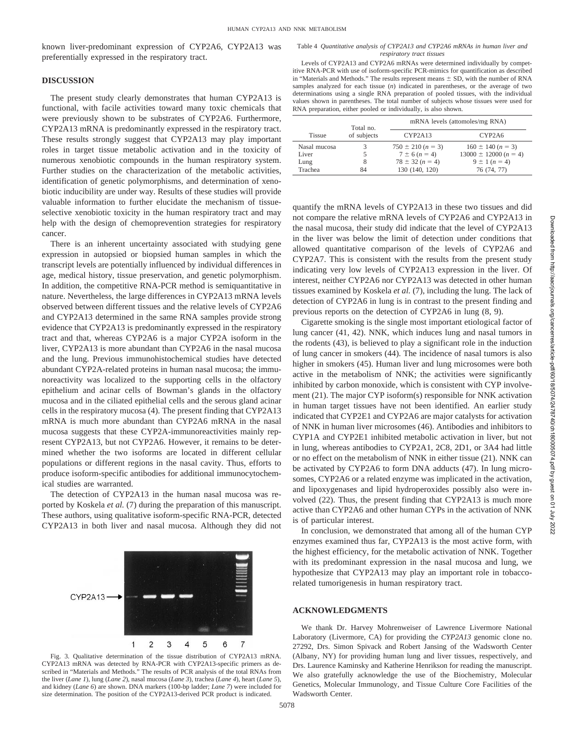known liver-predominant expression of CYP2A6, CYP2A13 was preferentially expressed in the respiratory tract.

## DISCUSSION

The present study clearly demonstrates that human CYP2A13 is functional, with facile activities toward many toxic chemicals that were previously shown to be substrates of CYP2A6. Furthermore, CYP2A13 mRNA is predominantly expressed in the respiratory tract. These results strongly suggest that CYP2A13 may play important roles in target tissue metabolic activation and in the toxicity of numerous xenobiotic compounds in the human respiratory system. Further studies on the characterization of the metabolic activities, identification of genetic polymorphisms, and determination of xenobiotic inducibility are under way. Results of these studies will provide valuable information to further elucidate the mechanism of tissue-selective xenobiotic toxicity in the human respiratory tract and may help with the design of chemoprevention strategies for respiratory cancer.

There is an inherent uncertainty associated with studying gene expression in autopsied or biopsied human samples in which the transcript levels are potentially influenced by individual differences in age, medical history, tissue preservation, and genetic polymorphism. In addition, the competitive RNA-PCR method is semiquantitative in nature. Nevertheless, the large differences in CYP2A13 mRNA levels observed between different tissues and the relative levels of CYP2A6 and CYP2A13 determined in the same RNA samples provide strong evidence that CYP2A13 is predominantly expressed in the respiratory tract and that, whereas CYP2A6 is a major CYP2A isoform in the liver, CYP2A13 is more abundant than CYP2A6 in the nasal mucosa and the lung. Previous immunohistochemical studies have detected abundant CYP2A-related proteins in human nasal mucosa; the immunoreactivity was localized to the supporting cells in the olfactory epithelium and acinar cells of Bowman's glands in the olfactory mucosa and in the ciliated epithelial cells and the serous gland acinar cells in the respiratory mucosa (4). The present finding that CYP2A13 mRNA is much more abundant than CYP2A6 mRNA in the nasal mucosa suggests that these CYP2A-immunoreactivities mainly represent CYP2A13, but not CYP2A6. However, it remains to be determined whether the two isoforms are located in different cellular populations or different regions in the nasal cavity. Thus, efforts to produce isoform-specific antibodies for additional immunocytochemical studies are warranted.

The detection of CYP2A13 in the human nasal mucosa was reported by Koskela *et al.* (7) during the preparation of this manuscript. These authors, using qualitative isoform-specific RNA-PCR, detected CYP2A13 in both liver and nasal mucosa. Although they did not quantify the mRNA levels of CYP2A13 in these two tissues and did not compare the relative mRNA levels of CYP2A6 and CYP2A13 in the nasal mucosa, their study did indicate that the level of CYP2A13 in the liver was below the limit of detection under conditions that allowed quantitative comparison of the levels of CYP2A6 and CYP2A7. This is consistent with the results from the present study indicating very low levels of CYP2A13 expression in the liver. Of interest, neither CYP2A6 nor CYP2A13 was detected in other human tissues examined by Koskela *et al.* (7), including the lung. The lack of detection of CYP2A6 in lung is in contrast to the present finding and previous reports on the detection of CYP2A6 in lung (8, 9).

Table 4 *Quantitative analysis of CYP2A13 and CYP2A6 mRNAs in human liver and respiratory tract tissues*

Levels of CYP2A13 and CYP2A6 mRNAs were determined individually by competitive RNA-PCR with use of isoform-specific PCR-mimics for quantification as described in "Materials and Methods." The results represent means ± SD, with the number of RNA samples analyzed for each tissue ($n$) indicated in parentheses, or the average of two determinations using a single RNA preparation of pooled tissues, with the individual values shown in parentheses. The total number of subjects whose tissues were used for RNA preparation, either pooled or individually, is also shown.

| Tissue | Total no. of subjects | mRNA levels (attomoles/mg RNA) | |
|---|---|---|---|
| | | CYP2A13 | CYP2A6 |
| Nasal mucosa | 3 | 750 ± 210 ($n$ = 3) | 160 ± 140 ($n$ = 3) |
| Liver | 5 | 7 ± 6 ($n$ = 4) | 13000 ± 12000 ($n$ = 4) |
| Lung | 8 | 78 ± 32 ($n$ = 4) | 9 ± 1 ($n$ = 4) |
| Trachea | 84 | 130 (140, 120) | 76 (74, 77) |

Cigarette smoking is the single most important etiological factor of lung cancer (41, 42). NNK, which induces lung and nasal tumors in the rodents (43), is believed to play a significant role in the induction of lung cancer in smokers (44). The incidence of nasal tumors is also higher in smokers (45). Human liver and lung microsomes were both active in the metabolism of NNK; the activities were significantly inhibited by carbon monoxide, which is consistent with CYP involvement (21). The major CYP isoform(s) responsible for NNK activation in human target tissues have not been identified. An earlier study indicated that CYP2E1 and CYP2A6 are major catalysts for activation of NNK in human liver microsomes (46). Antibodies and inhibitors to CYP1A and CYP2E1 inhibited metabolic activation in liver, but not in lung, whereas antibodies to CYP2A1, 2C8, 2D1, or 3A4 had little or no effect on the metabolism of NNK in either tissue (21). NNK can be activated by CYP2A6 to form DNA adducts (47). In lung microsomes, CYP2A6 or a related enzyme was implicated in the activation, and lipoxygenases and lipid hydroperoxides possibly also were involved (22). Thus, the present finding that CYP2A13 is much more active than CYP2A6 and other human CYPs in the activation of NNK is of particular interest.

In conclusion, we demonstrated that among all of the human CYP enzymes examined thus far, CYP2A13 is the most active form, with the highest efficiency, for the metabolic activation of NNK. Together with its predominant expression in the nasal mucosa and lung, we hypothesize that CYP2A13 may play an important role in tobacco-related tumorigenesis in human respiratory tract.

Fig. 3. Qualitative determination of the tissue distribution of CYP2A13 mRNA. CYP2A13 mRNA was detected by RNA-PCR with CYP2A13-specific primers as described in "Materials and Methods." The results of PCR analysis of the total RNAs from the liver (*Lane 1*), lung (*Lane 2*), nasal mucosa (*Lane 3*), trachea (*Lane 4*), heart (*Lane 5*), and kidney (*Lane 6*) are shown. DNA markers (100-bp ladder; *Lane 7*) were included for size determination. The position of the CYP2A13-derived PCR product is indicated.

## ACKNOWLEDGMENTS

We thank Dr. Harvey Mohrenweiser of Lawrence Livermore National Laboratory (Livermore, CA) for providing the *CYP2A13* genomic clone no. 27292, Drs. Simon Spivack and Robert Jansing of the Wadsworth Center (Albany, NY) for providing human lung and liver tissues, respectively, and Drs. Laurence Kaminsky and Katherine Henrikson for reading the manuscript. We also gratefully acknowledge the use of the Biochemistry, Molecular Genetics, Molecular Immunology, and Tissue Culture Core Facilities of the Wadsworth Center.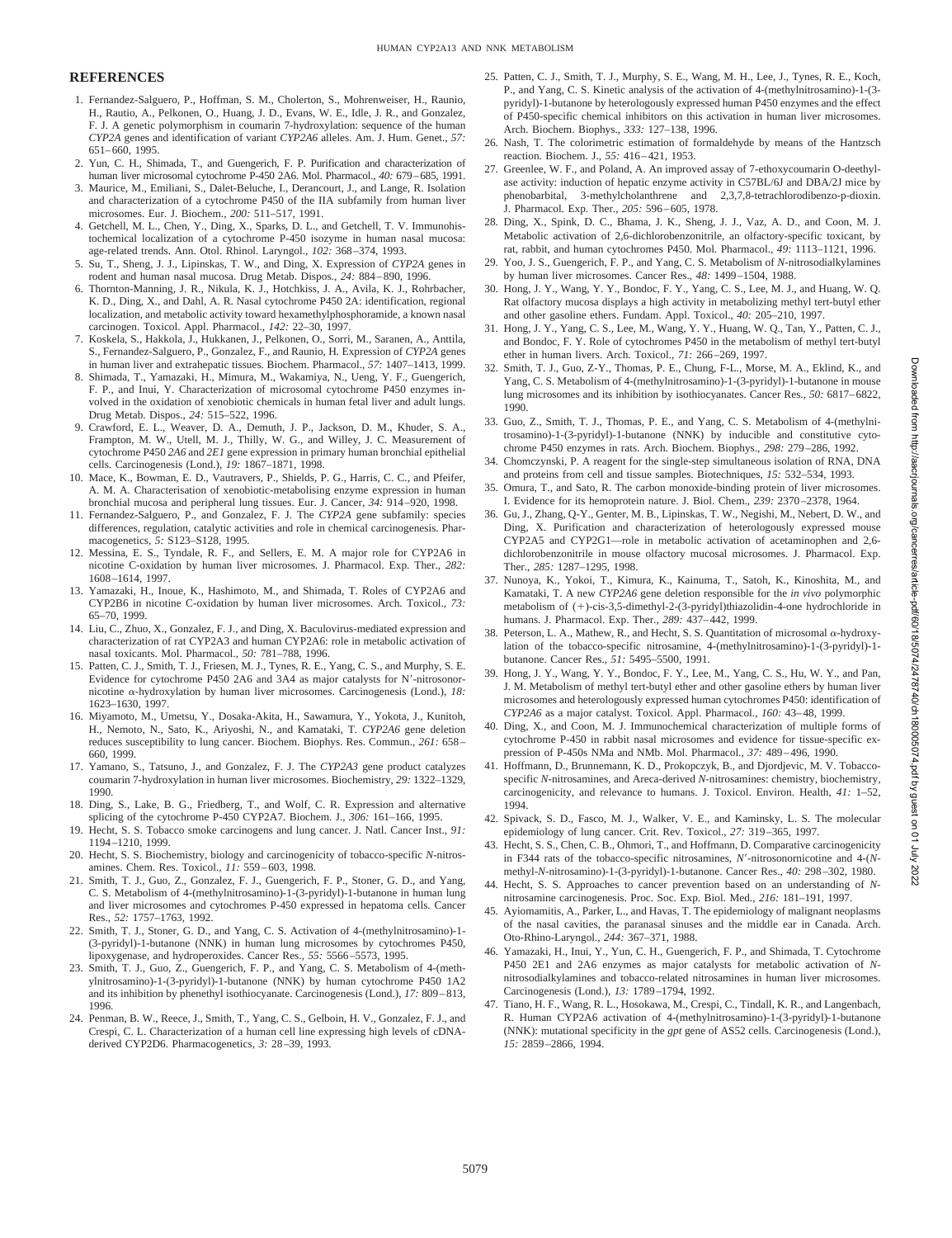## REFERENCES

1. Fernandez-Salguero, P., Hoffman, S. M., Cholerton, S., Mohrenweiser, H., Raunio, H., Rautio, A., Pelkonen, O., Huang, J. D., Evans, W. E., Idle, J. R., and Gonzalez, F. J. A genetic polymorphism in coumarin 7-hydroxylation: sequence of the human *CYP2A* genes and identification of variant *CYP2A6* alleles. Am. J. Hum. Genet., *57:* 651–660, 1995.
2. Yun, C. H., Shimada, T., and Guengerich, F. P. Purification and characterization of human liver microsomal cytochrome P-450 2A6. Mol. Pharmacol., *40:* 679–685, 1991.
3. Maurice, M., Emiliani, S., Dalet-Beluche, I., Derancourt, J., and Lange, R. Isolation and characterization of a cytochrome P450 of the IIA subfamily from human liver microsomes. Eur. J. Biochem., *200:* 511–517, 1991.
4. Getchell, M. L., Chen, Y., Ding, X., Sparks, D. L., and Getchell, T. V. Immunohistochemical localization of a cytochrome P-450 isozyme in human nasal mucosa: age-related trends. Ann. Otol. Rhinol. Laryngol., *102:* 368–374, 1993.
5. Su, T., Sheng, J. J., Lipinskas, T. W., and Ding, X. Expression of *CYP2A* genes in rodent and human nasal mucosa. Drug Metab. Dispos., *24:* 884–890, 1996.
6. Thornton-Manning, J. R., Nikula, K. J., Hotchkiss, J. A., Avila, K. J., Rohrbacher, K. D., Ding, X., and Dahl, A. R. Nasal cytochrome P450 2A: identification, regional localization, and metabolic activity toward hexamethylphosphoramide, a known nasal carcinogen. Toxicol. Appl. Pharmacol., *142:* 22–30, 1997.
7. Koskela, S., Hakkola, J., Hukkanen, J., Pelkonen, O., Sorri, M., Saranen, A., Anttila, S., Fernandez-Salguero, P., Gonzalez, F., and Raunio, H. Expression of *CYP2A* genes in human liver and extrahepatic tissues. Biochem. Pharmacol., *57:* 1407–1413, 1999.
8. Shimada, T., Yamazaki, H., Mimura, M., Wakamiya, N., Ueng, Y. F., Guengerich, F. P., and Inui, Y. Characterization of microsomal cytochrome P450 enzymes involved in the oxidation of xenobiotic chemicals in human fetal liver and adult lungs. Drug Metab. Dispos., *24:* 515–522, 1996.
9. Crawford, E. L., Weaver, D. A., Demuth, J. P., Jackson, D. M., Khuder, S. A., Frampton, M. W., Utell, M. J., Thilly, W. G., and Willey, J. C. Measurement of cytochrome P450 *2A6* and *2E1* gene expression in primary human bronchial epithelial cells. Carcinogenesis (Lond.), *19:* 1867–1871, 1998.
10. Mace, K., Bowman, E. D., Vautravers, P., Shields, P. G., Harris, C. C., and Pfeifer, A. M. A. Characterisation of xenobiotic-metabolising enzyme expression in human bronchial mucosa and peripheral lung tissues. Eur. J. Cancer, *34:* 914–920, 1998.
11. Fernandez-Salguero, P., and Gonzalez, F. J. The *CYP2A* gene subfamily: species differences, regulation, catalytic activities and role in chemical carcinogenesis. Pharmacogenetics, *5:* S123–S128, 1995.
12. Messina, E. S., Tyndale, R. F., and Sellers, E. M. A major role for CYP2A6 in nicotine C-oxidation by human liver microsomes. J. Pharmacol. Exp. Ther., *282:* 1608–1614, 1997.
13. Yamazaki, H., Inoue, K., Hashimoto, M., and Shimada, T. Roles of CYP2A6 and CYP2B6 in nicotine C-oxidation by human liver microsomes. Arch. Toxicol., *73:* 65–70, 1999.
14. Liu, C., Zhuo, X., Gonzalez, F. J., and Ding, X. Baculovirus-mediated expression and characterization of rat CYP2A3 and human CYP2A6: role in metabolic activation of nasal toxicants. Mol. Pharmacol., *50:* 781–788, 1996.
15. Patten, C. J., Smith, T. J., Friesen, M. J., Tynes, R. E., Yang, C. S., and Murphy, S. E. Evidence for cytochrome P450 2A6 and 3A4 as major catalysts for N′-nitrosonornicotine α-hydroxylation by human liver microsomes. Carcinogenesis (Lond.), *18:* 1623–1630, 1997.
16. Miyamoto, M., Umetsu, Y., Dosaka-Akita, H., Sawamura, Y., Yokota, J., Kunitoh, H., Nemoto, N., Sato, K., Ariyoshi, N., and Kamataki, T. *CYP2A6* gene deletion reduces susceptibility to lung cancer. Biochem. Biophys. Res. Commun., *261:* 658–660, 1999.
17. Yamano, S., Tatsuno, J., and Gonzalez, F. J. The *CYP2A3* gene product catalyzes coumarin 7-hydroxylation in human liver microsomes. Biochemistry, *29:* 1322–1329, 1990.
18. Ding, S., Lake, B. G., Friedberg, T., and Wolf, C. R. Expression and alternative splicing of the cytochrome P-450 CYP2A7. Biochem. J., *306:* 161–166, 1995.
19. Hecht, S. S. Tobacco smoke carcinogens and lung cancer. J. Natl. Cancer Inst., *91:* 1194–1210, 1999.
20. Hecht, S. S. Biochemistry, biology and carcinogenicity of tobacco-specific *N*-nitrosamines. Chem. Res. Toxicol., *11:* 559–603, 1998.
21. Smith, T. J., Guo, Z., Gonzalez, F. J., Guengerich, F. P., Stoner, G. D., and Yang, C. S. Metabolism of 4-(methylnitrosamino)-1-(3-pyridyl)-1-butanone in human lung and liver microsomes and cytochromes P-450 expressed in hepatoma cells. Cancer Res., *52:* 1757–1763, 1992.
22. Smith, T. J., Stoner, G. D., and Yang, C. S. Activation of 4-(methylnitrosamino)-1-(3-pyridyl)-1-butanone (NNK) in human lung microsomes by cytochromes P450, lipoxygenase, and hydroperoxides. Cancer Res., *55:* 5566–5573, 1995.
23. Smith, T. J., Guo, Z., Guengerich, F. P., and Yang, C. S. Metabolism of 4-(methylnitrosamino)-1-(3-pyridyl)-1-butanone (NNK) by human cytochrome P450 1A2 and its inhibition by phenethyl isothiocyanate. Carcinogenesis (Lond.), *17:* 809–813, 1996.
24. Penman, B. W., Reece, J., Smith, T., Yang, C. S., Gelboin, H. V., Gonzalez, F. J., and Crespi, C. L. Characterization of a human cell line expressing high levels of cDNA-derived CYP2D6. Pharmacogenetics, *3:* 28–39, 1993.
25. Patten, C. J., Smith, T. J., Murphy, S. E., Wang, M. H., Lee, J., Tynes, R. E., Koch, P., and Yang, C. S. Kinetic analysis of the activation of 4-(methylnitrosamino)-1-(3-pyridyl)-1-butanone by heterologously expressed human P450 enzymes and the effect of P450-specific chemical inhibitors on this activation in human liver microsomes. Arch. Biochem. Biophys., *333:* 127–138, 1996.
26. Nash, T. The colorimetric estimation of formaldehyde by means of the Hantzsch reaction. Biochem. J., *55:* 416–421, 1953.
27. Greenlee, W. F., and Poland, A. An improved assay of 7-ethoxycoumarin O-deethylase activity: induction of hepatic enzyme activity in C57BL/6J and DBA/2J mice by phenobarbital, 3-methylcholanthrene and 2,3,7,8-tetrachlorodibenzo-p-dioxin. J. Pharmacol. Exp. Ther., *205:* 596–605, 1978.
28. Ding, X., Spink, D. C., Bhama, J. K., Sheng, J. J., Vaz, A. D., and Coon, M. J. Metabolic activation of 2,6-dichlorobenzonitrile, an olfactory-specific toxicant, by rat, rabbit, and human cytochromes P450. Mol. Pharmacol., *49:* 1113–1121, 1996.
29. Yoo, J. S., Guengerich, F. P., and Yang, C. S. Metabolism of *N*-nitrosodialkylamines by human liver microsomes. Cancer Res., *48:* 1499–1504, 1988.
30. Hong, J. Y., Wang, Y. Y., Bondoc, F. Y., Yang, C. S., Lee, M. J., and Huang, W. Q. Rat olfactory mucosa displays a high activity in metabolizing methyl tert-butyl ether and other gasoline ethers. Fundam. Appl. Toxicol., *40:* 205–210, 1997.
31. Hong, J. Y., Yang, C. S., Lee, M., Wang, Y. Y., Huang, W. Q., Tan, Y., Patten, C. J., and Bondoc, F. Y. Role of cytochromes P450 in the metabolism of methyl tert-butyl ether in human livers. Arch. Toxicol., *71:* 266–269, 1997.
32. Smith, T. J., Guo, Z-Y., Thomas, P. E., Chung, F-L., Morse, M. A., Eklind, K., and Yang, C. S. Metabolism of 4-(methylnitrosamino)-1-(3-pyridyl)-1-butanone in mouse lung microsomes and its inhibition by isothiocyanates. Cancer Res., *50:* 6817–6822, 1990.
33. Guo, Z., Smith, T. J., Thomas, P. E., and Yang, C. S. Metabolism of 4-(methylnitrosamino)-1-(3-pyridyl)-1-butanone (NNK) by inducible and constitutive cytochrome P450 enzymes in rats. Arch. Biochem. Biophys., *298:* 279–286, 1992.
34. Chomczynski, P. A reagent for the single-step simultaneous isolation of RNA, DNA and proteins from cell and tissue samples. Biotechniques, *15:* 532–534, 1993.
35. Omura, T., and Sato, R. The carbon monoxide-binding protein of liver microsomes. I. Evidence for its hemoprotein nature. J. Biol. Chem., *239:* 2370–2378, 1964.
36. Gu, J., Zhang, Q-Y., Genter, M. B., Lipinskas, T. W., Negishi, M., Nebert, D. W., and Ding, X. Purification and characterization of heterologously expressed mouse CYP2A5 and CYP2G1—role in metabolic activation of acetaminophen and 2,6-dichlorobenzonitrile in mouse olfactory mucosal microsomes. J. Pharmacol. Exp. Ther., *285:* 1287–1295, 1998.
37. Nunoya, K., Yokoi, T., Kimura, K., Kainuma, T., Satoh, K., Kinoshita, M., and Kamataki, T. A new *CYP2A6* gene deletion responsible for the *in vivo* polymorphic metabolism of (+)-cis-3,5-dimethyl-2-(3-pyridyl)thiazolidin-4-one hydrochloride in humans. J. Pharmacol. Exp. Ther., *289:* 437–442, 1999.
38. Peterson, L. A., Mathew, R., and Hecht, S. S. Quantitation of microsomal α-hydroxylation of the tobacco-specific nitrosamine, 4-(methylnitrosamino)-1-(3-pyridyl)-1-butanone. Cancer Res., *51:* 5495–5500, 1991.
39. Hong, J. Y., Wang, Y. Y., Bondoc, F. Y., Lee, M., Yang, C. S., Hu, W. Y., and Pan, J. M. Metabolism of methyl tert-butyl ether and other gasoline ethers by human liver microsomes and heterologously expressed human cytochromes P450: identification of *CYP2A6* as a major catalyst. Toxicol. Appl. Pharmacol., *160:* 43–48, 1999.
40. Ding, X., and Coon, M. J. Immunochemical characterization of multiple forms of cytochrome P-450 in rabbit nasal microsomes and evidence for tissue-specific expression of P-450s NMa and NMb. Mol. Pharmacol., *37:* 489–496, 1990.
41. Hoffmann, D., Brunnemann, K. D., Prokopczyk, B., and Djordjevic, M. V. Tobacco-specific *N*-nitrosamines, and Areca-derived *N*-nitrosamines: chemistry, biochemistry, carcinogenicity, and relevance to humans. J. Toxicol. Environ. Health, *41:* 1–52, 1994.
42. Spivack, S. D., Fasco, M. J., Walker, V. E., and Kaminsky, L. S. The molecular epidemiology of lung cancer. Crit. Rev. Toxicol., *27:* 319–365, 1997.
43. Hecht, S. S., Chen, C. B., Ohmori, T., and Hoffmann, D. Comparative carcinogenicity in F344 rats of the tobacco-specific nitrosamines, *N*′-nitrosonornicotine and 4-(*N*-methyl-*N*-nitrosamino)-1-(3-pyridyl)-1-butanone. Cancer Res., *40:* 298–302, 1980.
44. Hecht, S. S. Approaches to cancer prevention based on an understanding of *N*-nitrosamine carcinogenesis. Proc. Soc. Exp. Biol. Med., *216:* 181–191, 1997.
45. Ayiomamitis, A., Parker, L., and Havas, T. The epidemiology of malignant neoplasms of the nasal cavities, the paranasal sinuses and the middle ear in Canada. Arch. Oto-Rhino-Laryngol., *244:* 367–371, 1988.
46. Yamazaki, H., Inui, Y., Yun, C. H., Guengerich, F. P., and Shimada, T. Cytochrome P450 2E1 and 2A6 enzymes as major catalysts for metabolic activation of *N*-nitrosodialkylamines and tobacco-related nitrosamines in human liver microsomes. Carcinogenesis (Lond.), *13:* 1789–1794, 1992.
47. Tiano, H. F., Wang, R. L., Hosokawa, M., Crespi, C., Tindall, K. R., and Langenbach, R. Human CYP2A6 activation of 4-(methylnitrosamino)-1-(3-pyridyl)-1-butanone (NNK): mutational specificity in the *gpt* gene of AS52 cells. Carcinogenesis (Lond.), *15:* 2859–2866, 1994.